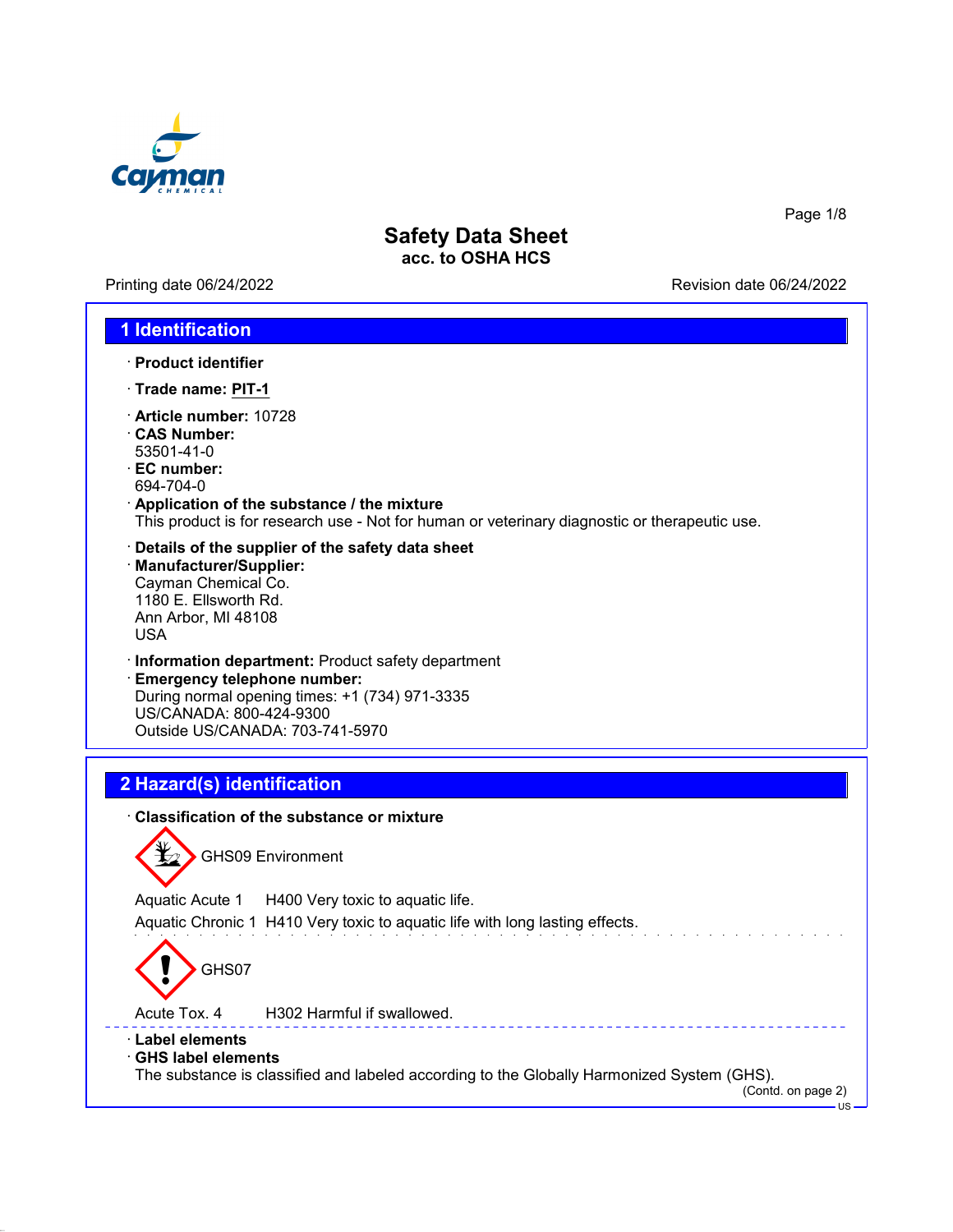# Safety Data Sheet
**acc. to OSHA HCS**

Printing date 06/24/2022 Revision date 06/24/2022

## 1 Identification

· **Product identifier**

· **Trade name: PIT-1**

· **Article number:** 10728
· **CAS Number:**
53501-41-0
· **EC number:**
694-704-0
· **Application of the substance / the mixture**
This product is for research use - Not for human or veterinary diagnostic or therapeutic use.

· **Details of the supplier of the safety data sheet**
· **Manufacturer/Supplier:**
Cayman Chemical Co.
1180 E. Ellsworth Rd.
Ann Arbor, MI 48108
USA

· **Information department:** Product safety department
· **Emergency telephone number:**
During normal opening times: +1 (734) 971-3335
US/CANADA: 800-424-9300
Outside US/CANADA: 703-741-5970

## 2 Hazard(s) identification

· **Classification of the substance or mixture**

GHS09 Environment

Aquatic Acute 1 H400 Very toxic to aquatic life.
Aquatic Chronic 1 H410 Very toxic to aquatic life with long lasting effects.

GHS07

Acute Tox. 4 H302 Harmful if swallowed.

· **Label elements**
· **GHS label elements**
The substance is classified and labeled according to the Globally Harmonized System (GHS).

(Contd. on page 2)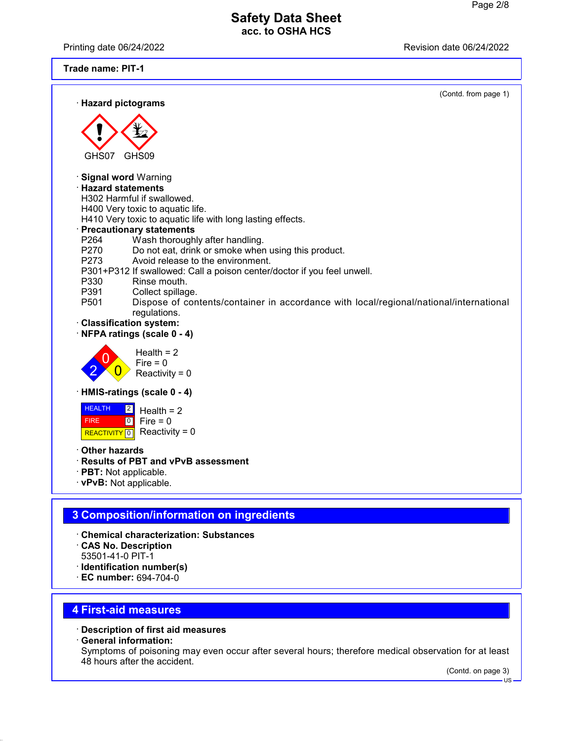Trade name: PIT-1

(Contd. from page 1)

· **Hazard pictograms**

GHS07 GHS09

· **Signal word** Warning
· **Hazard statements**
H302 Harmful if swallowed.
H400 Very toxic to aquatic life.
H410 Very toxic to aquatic life with long lasting effects.
· **Precautionary statements**

| | |
|---|---|
| P264 | Wash thoroughly after handling. |
| P270 | Do not eat, drink or smoke when using this product. |
| P273 | Avoid release to the environment. |
| P301+P312 | If swallowed: Call a poison center/doctor if you feel unwell. |
| P330 | Rinse mouth. |
| P391 | Collect spillage. |
| P501 | Dispose of contents/container in accordance with local/regional/national/international regulations. |

· **Classification system:**
· **NFPA ratings (scale 0 - 4)**

Health = 2
Fire = 0
Reactivity = 0

· **HMIS-ratings (scale 0 - 4)**

| | | |
|---|---|---|
| HEALTH | 2 | Health = 2 |
| FIRE | 0 | Fire = 0 |
| REACTIVITY | 0 | Reactivity = 0 |

· **Other hazards**
· **Results of PBT and vPvB assessment**
· **PBT:** Not applicable.
· **vPvB:** Not applicable.

## 3 Composition/information on ingredients

· **Chemical characterization: Substances**
· **CAS No. Description**
53501-41-0 PIT-1
· **Identification number(s)**
· **EC number:** 694-704-0

## 4 First-aid measures

· **Description of first aid measures**
· **General information:**
Symptoms of poisoning may even occur after several hours; therefore medical observation for at least 48 hours after the accident.

(Contd. on page 3)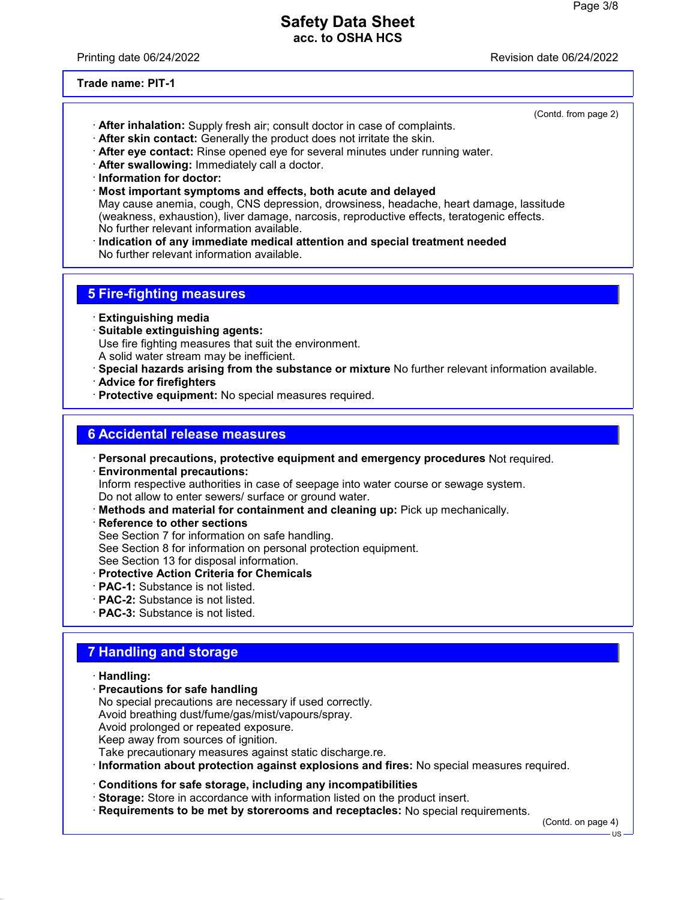**Trade name: PIT-1**

(Contd. from page 2)

- **After inhalation:** Supply fresh air; consult doctor in case of complaints.
- **After skin contact:** Generally the product does not irritate the skin.
- **After eye contact:** Rinse opened eye for several minutes under running water.
- **After swallowing:** Immediately call a doctor.
- **Information for doctor:**
- **Most important symptoms and effects, both acute and delayed**
  May cause anemia, cough, CNS depression, drowsiness, headache, heart damage, lassitude (weakness, exhaustion), liver damage, narcosis, reproductive effects, teratogenic effects.
  No further relevant information available.
- **Indication of any immediate medical attention and special treatment needed**
  No further relevant information available.

## 5 Fire-fighting measures

- **Extinguishing media**
- **Suitable extinguishing agents:**
  Use fire fighting measures that suit the environment.
  A solid water stream may be inefficient.
- **Special hazards arising from the substance or mixture** No further relevant information available.
- **Advice for firefighters**
- **Protective equipment:** No special measures required.

## 6 Accidental release measures

- **Personal precautions, protective equipment and emergency procedures** Not required.
- **Environmental precautions:**
  Inform respective authorities in case of seepage into water course or sewage system.
  Do not allow to enter sewers/ surface or ground water.
- **Methods and material for containment and cleaning up:** Pick up mechanically.
- **Reference to other sections**
  See Section 7 for information on safe handling.
  See Section 8 for information on personal protection equipment.
  See Section 13 for disposal information.
- **Protective Action Criteria for Chemicals**
- **PAC-1:** Substance is not listed.
- **PAC-2:** Substance is not listed.
- **PAC-3:** Substance is not listed.

## 7 Handling and storage

- **Handling:**
- **Precautions for safe handling**
  No special precautions are necessary if used correctly.
  Avoid breathing dust/fume/gas/mist/vapours/spray.
  Avoid prolonged or repeated exposure.
  Keep away from sources of ignition.
  Take precautionary measures against static discharge.re.
- **Information about protection against explosions and fires:** No special measures required.
- **Conditions for safe storage, including any incompatibilities**
- **Storage:** Store in accordance with information listed on the product insert.
- **Requirements to be met by storerooms and receptacles:** No special requirements.

(Contd. on page 4)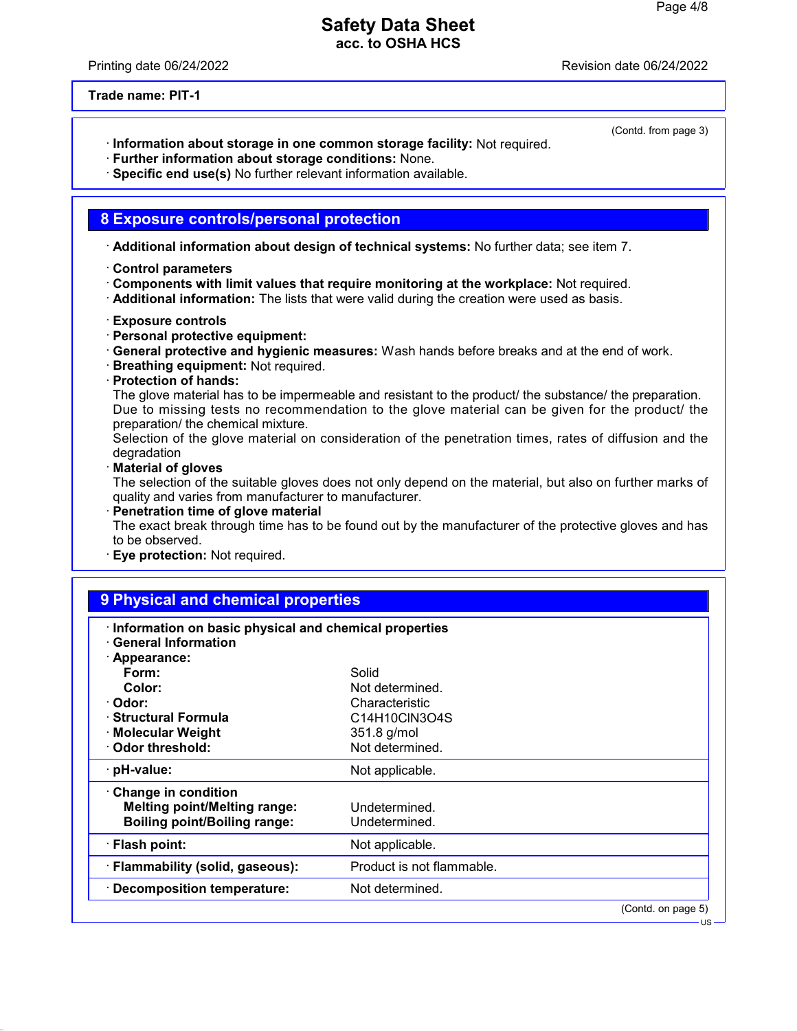**Trade name: PIT-1**

(Contd. from page 3)

· **Information about storage in one common storage facility:** Not required.
· **Further information about storage conditions:** None.
· **Specific end use(s)** No further relevant information available.

## 8 Exposure controls/personal protection

· **Additional information about design of technical systems:** No further data; see item 7.

· **Control parameters**
· **Components with limit values that require monitoring at the workplace:** Not required.
· **Additional information:** The lists that were valid during the creation were used as basis.

· **Exposure controls**
· **Personal protective equipment:**
· **General protective and hygienic measures:** Wash hands before breaks and at the end of work.
· **Breathing equipment:** Not required.
· **Protection of hands:**
The glove material has to be impermeable and resistant to the product/ the substance/ the preparation.
Due to missing tests no recommendation to the glove material can be given for the product/ the preparation/ the chemical mixture.
Selection of the glove material on consideration of the penetration times, rates of diffusion and the degradation
· **Material of gloves**
The selection of the suitable gloves does not only depend on the material, but also on further marks of quality and varies from manufacturer to manufacturer.
· **Penetration time of glove material**
The exact break through time has to be found out by the manufacturer of the protective gloves and has to be observed.
· **Eye protection:** Not required.

## 9 Physical and chemical properties

| | |
|---|---|
| · **Information on basic physical and chemical properties** | |
| · **General Information** | |
| · **Appearance:** | |
| **Form:** | Solid |
| **Color:** | Not determined. |
| · **Odor:** | Characteristic |
| · **Structural Formula** | $C_{14}H_{10}ClN_3O_4S$ |
| · **Molecular Weight** | 351.8 g/mol |
| · **Odor threshold:** | Not determined. |
| · **pH-value:** | Not applicable. |
| · **Change in condition** | |
| **Melting point/Melting range:** | Undetermined. |
| **Boiling point/Boiling range:** | Undetermined. |
| · **Flash point:** | Not applicable. |
| · **Flammability (solid, gaseous):** | Product is not flammable. |
| · **Decomposition temperature:** | Not determined. |

(Contd. on page 5)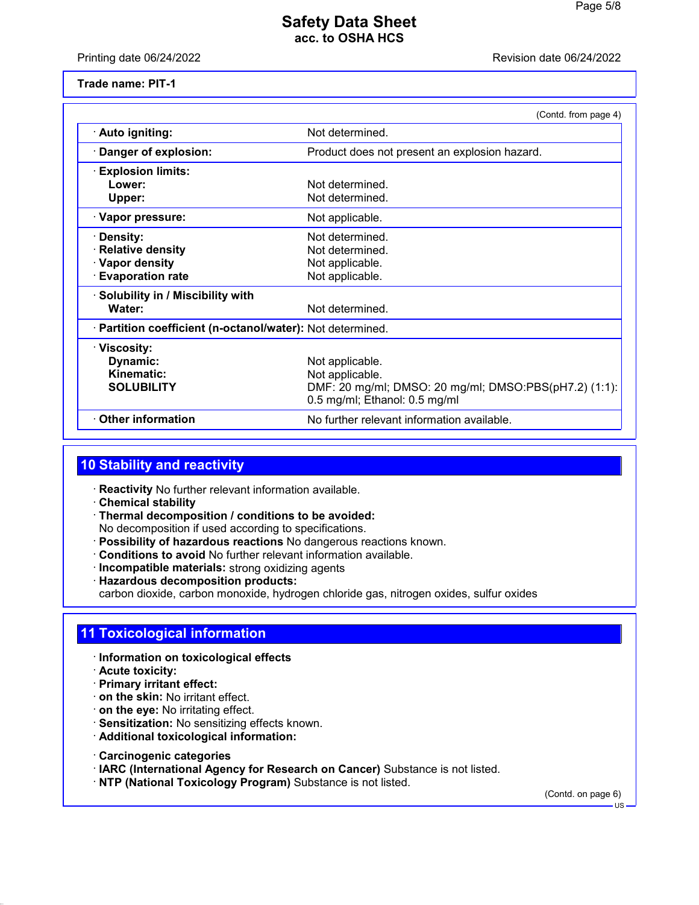Trade name: PIT-1

(Contd. from page 4)

| | |
|---|---|
| · **Auto igniting:** | Not determined. |
| · **Danger of explosion:** | Product does not present an explosion hazard. |
| · **Explosion limits:** | |
| **Lower:** | Not determined. |
| **Upper:** | Not determined. |
| · **Vapor pressure:** | Not applicable. |
| · **Density:** | Not determined. |
| · **Relative density** | Not determined. |
| · **Vapor density** | Not applicable. |
| · **Evaporation rate** | Not applicable. |
| · **Solubility in / Miscibility with** | |
| **Water:** | Not determined. |
| · **Partition coefficient (n-octanol/water):** | Not determined. |
| · **Viscosity:** | |
| **Dynamic:** | Not applicable. |
| **Kinematic:** | Not applicable. |
| **SOLUBILITY** | DMF: 20 mg/ml; DMSO: 20 mg/ml; DMSO:PBS(pH7.2) (1:1): 0.5 mg/ml; Ethanol: 0.5 mg/ml |
| · **Other information** | No further relevant information available. |

## 10 Stability and reactivity

- · **Reactivity** No further relevant information available.
- · **Chemical stability**
- · **Thermal decomposition / conditions to be avoided:**
  No decomposition if used according to specifications.
- · **Possibility of hazardous reactions** No dangerous reactions known.
- · **Conditions to avoid** No further relevant information available.
- · **Incompatible materials:** strong oxidizing agents
- · **Hazardous decomposition products:**
  carbon dioxide, carbon monoxide, hydrogen chloride gas, nitrogen oxides, sulfur oxides

## 11 Toxicological information

- · **Information on toxicological effects**
- · **Acute toxicity:**
- · **Primary irritant effect:**
- · **on the skin:** No irritant effect.
- · **on the eye:** No irritating effect.
- · **Sensitization:** No sensitizing effects known.
- · **Additional toxicological information:**

- · **Carcinogenic categories**
- · **IARC (International Agency for Research on Cancer)** Substance is not listed.
- · **NTP (National Toxicology Program)** Substance is not listed.

(Contd. on page 6)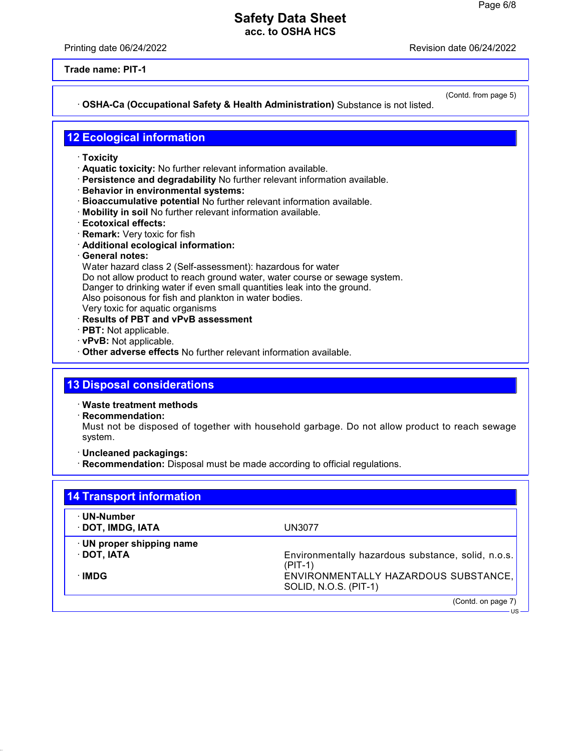**Trade name: PIT-1**

(Contd. from page 5)

· **OSHA-Ca (Occupational Safety & Health Administration)** Substance is not listed.

## 12 Ecological information

· **Toxicity**
· **Aquatic toxicity:** No further relevant information available.
· **Persistence and degradability** No further relevant information available.
· **Behavior in environmental systems:**
· **Bioaccumulative potential** No further relevant information available.
· **Mobility in soil** No further relevant information available.
· **Ecotoxical effects:**
· **Remark:** Very toxic for fish
· **Additional ecological information:**
· **General notes:**
Water hazard class 2 (Self-assessment): hazardous for water
Do not allow product to reach ground water, water course or sewage system.
Danger to drinking water if even small quantities leak into the ground.
Also poisonous for fish and plankton in water bodies.
Very toxic for aquatic organisms
· **Results of PBT and vPvB assessment**
· **PBT:** Not applicable.
· **vPvB:** Not applicable.
· **Other adverse effects** No further relevant information available.

## 13 Disposal considerations

· **Waste treatment methods**
· **Recommendation:**
Must not be disposed of together with household garbage. Do not allow product to reach sewage system.

· **Uncleaned packagings:**
· **Recommendation:** Disposal must be made according to official regulations.

## 14 Transport information

| · **UN-Number** | |
|---|---|
| · **DOT, IMDG, IATA** | UN3077 |
| · **UN proper shipping name** | |
| · **DOT, IATA** | Environmentally hazardous substance, solid, n.o.s. (PIT-1) |
| · **IMDG** | ENVIRONMENTALLY HAZARDOUS SUBSTANCE, SOLID, N.O.S. (PIT-1) |

(Contd. on page 7)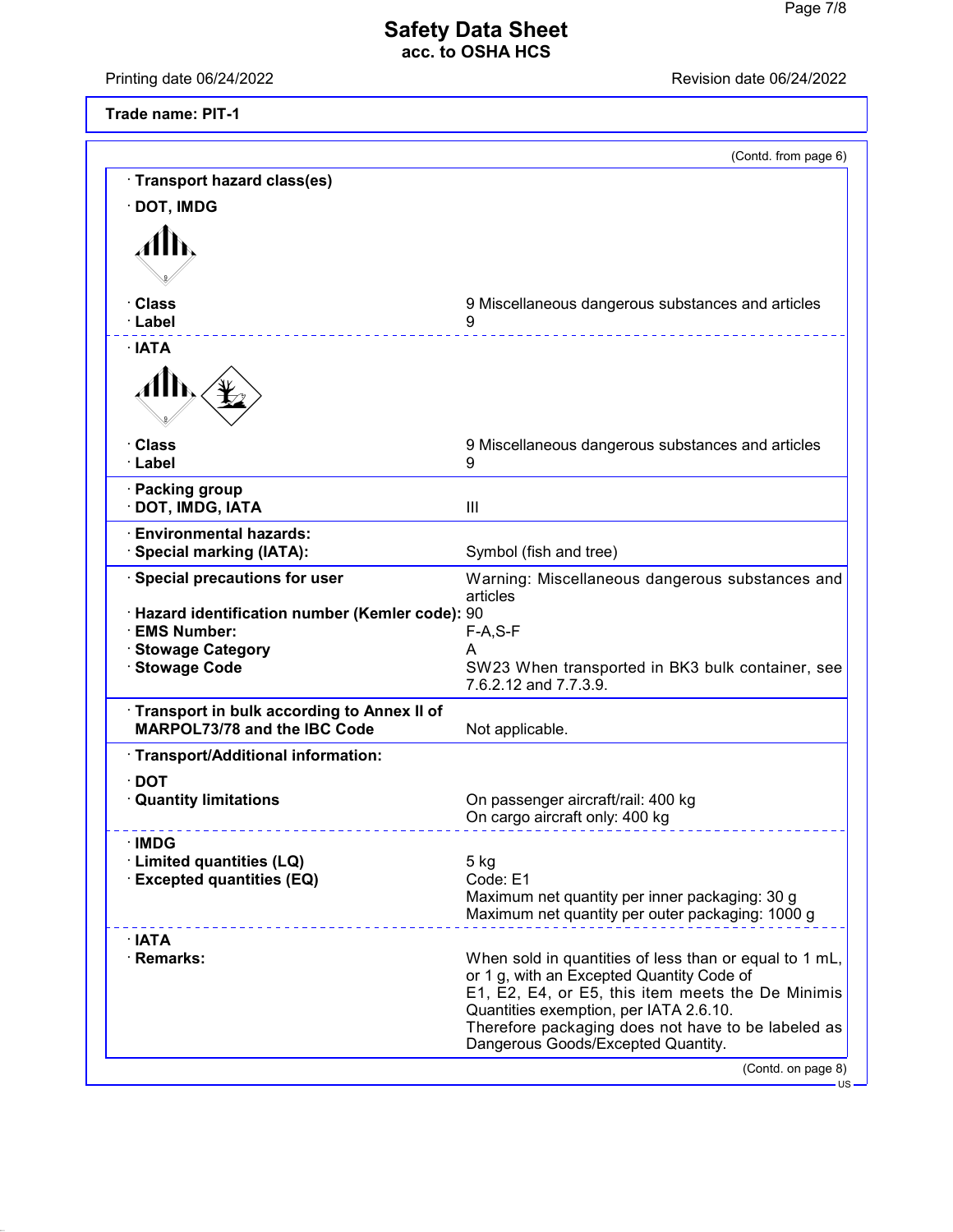**Trade name: PIT-1**

(Contd. from page 6)

· **Transport hazard class(es)**

· **DOT, IMDG**

| | |
|---|---|
| · **Class** | 9 Miscellaneous dangerous substances and articles |
| · **Label** | 9 |

· **IATA**

| | |
|---|---|
| · **Class** | 9 Miscellaneous dangerous substances and articles |
| · **Label** | 9 |

| | |
|---|---|
| · **Packing group** | |
| · **DOT, IMDG, IATA** | III |
| · **Environmental hazards:** | |
| · **Special marking (IATA):** | Symbol (fish and tree) |
| · **Special precautions for user** | Warning: Miscellaneous dangerous substances and articles |
| · **Hazard identification number (Kemler code):** | 90 |
| · **EMS Number:** | F-A,S-F |
| · **Stowage Category** | A |
| · **Stowage Code** | SW23 When transported in BK3 bulk container, see 7.6.2.12 and 7.7.3.9. |
| · **Transport in bulk according to Annex II of MARPOL73/78 and the IBC Code** | Not applicable. |

· **Transport/Additional information:**

| | |
|---|---|
| · **DOT** | |
| · **Quantity limitations** | On passenger aircraft/rail: 400 kg<br>On cargo aircraft only: 400 kg |
| · **IMDG** | |
| · **Limited quantities (LQ)** | 5 kg |
| · **Excepted quantities (EQ)** | Code: E1<br>Maximum net quantity per inner packaging: 30 g<br>Maximum net quantity per outer packaging: 1000 g |
| · **IATA** | |
| · **Remarks:** | When sold in quantities of less than or equal to 1 mL, or 1 g, with an Excepted Quantity Code of E1, E2, E4, or E5, this item meets the De Minimis Quantities exemption, per IATA 2.6.10.<br>Therefore packaging does not have to be labeled as Dangerous Goods/Excepted Quantity. |

(Contd. on page 8)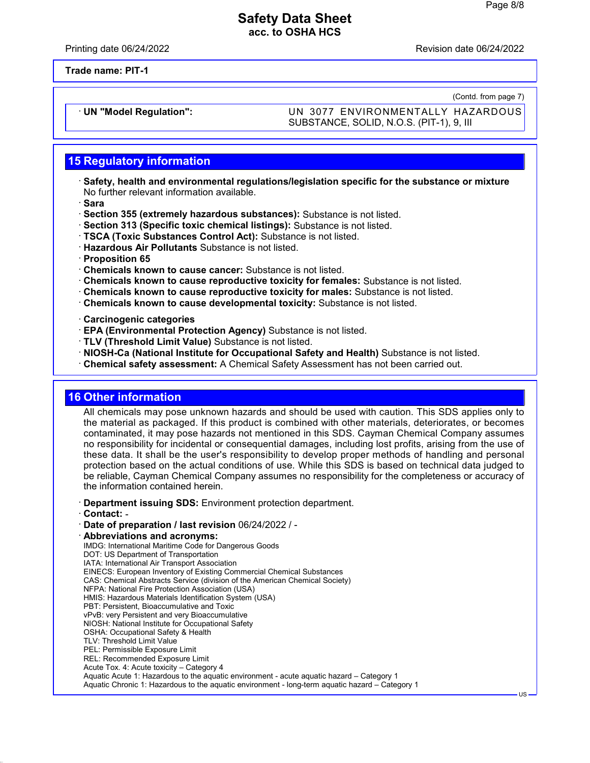(Contd. from page 7)

· **UN "Model Regulation":** UN 3077 ENVIRONMENTALLY HAZARDOUS SUBSTANCE, SOLID, N.O.S. (PIT-1), 9, III

## 15 Regulatory information

· **Safety, health and environmental regulations/legislation specific for the substance or mixture**
No further relevant information available.
· **Sara**
· **Section 355 (extremely hazardous substances):** Substance is not listed.
· **Section 313 (Specific toxic chemical listings):** Substance is not listed.
· **TSCA (Toxic Substances Control Act):** Substance is not listed.
· **Hazardous Air Pollutants** Substance is not listed.
· **Proposition 65**
· **Chemicals known to cause cancer:** Substance is not listed.
· **Chemicals known to cause reproductive toxicity for females:** Substance is not listed.
· **Chemicals known to cause reproductive toxicity for males:** Substance is not listed.
· **Chemicals known to cause developmental toxicity:** Substance is not listed.

· **Carcinogenic categories**
· **EPA (Environmental Protection Agency)** Substance is not listed.
· **TLV (Threshold Limit Value)** Substance is not listed.
· **NIOSH-Ca (National Institute for Occupational Safety and Health)** Substance is not listed.
· **Chemical safety assessment:** A Chemical Safety Assessment has not been carried out.

## 16 Other information

All chemicals may pose unknown hazards and should be used with caution. This SDS applies only to the material as packaged. If this product is combined with other materials, deteriorates, or becomes contaminated, it may pose hazards not mentioned in this SDS. Cayman Chemical Company assumes no responsibility for incidental or consequential damages, including lost profits, arising from the use of these data. It shall be the user's responsibility to develop proper methods of handling and personal protection based on the actual conditions of use. While this SDS is based on technical data judged to be reliable, Cayman Chemical Company assumes no responsibility for the completeness or accuracy of the information contained herein.

· **Department issuing SDS:** Environment protection department.
· **Contact:** -
· **Date of preparation / last revision** 06/24/2022 / -
· **Abbreviations and acronyms:**
IMDG: International Maritime Code for Dangerous Goods
DOT: US Department of Transportation
IATA: International Air Transport Association
EINECS: European Inventory of Existing Commercial Chemical Substances
CAS: Chemical Abstracts Service (division of the American Chemical Society)
NFPA: National Fire Protection Association (USA)
HMIS: Hazardous Materials Identification System (USA)
PBT: Persistent, Bioaccumulative and Toxic
vPvB: very Persistent and very Bioaccumulative
NIOSH: National Institute for Occupational Safety
OSHA: Occupational Safety & Health
TLV: Threshold Limit Value
PEL: Permissible Exposure Limit
REL: Recommended Exposure Limit
Acute Tox. 4: Acute toxicity – Category 4
Aquatic Acute 1: Hazardous to the aquatic environment - acute aquatic hazard – Category 1
Aquatic Chronic 1: Hazardous to the aquatic environment - long-term aquatic hazard – Category 1